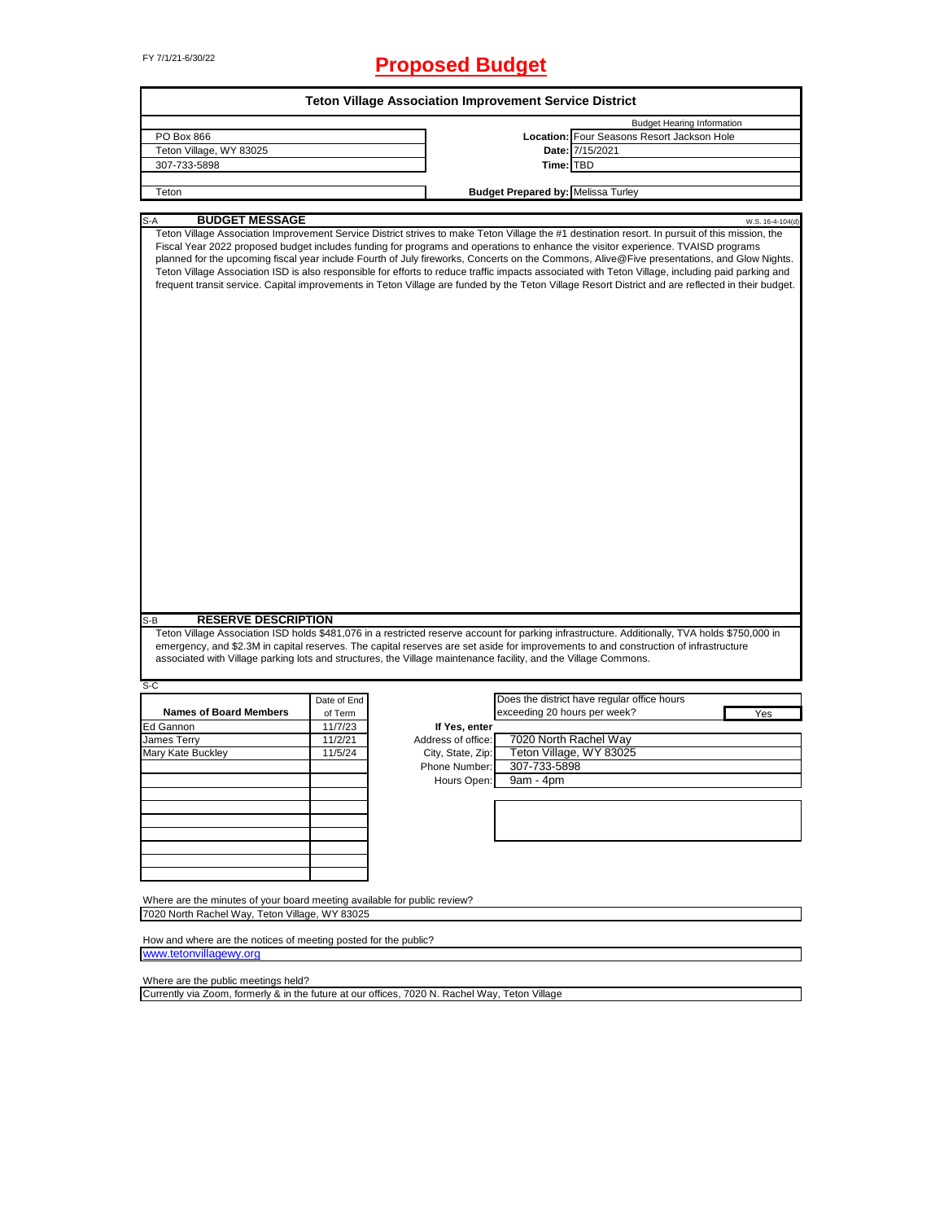FY 7/1/21-6/30/22

# Proposed Budget

## Teton Village Association Improvement Service District

| | | Budget Hearing Information |
|---|---|---|
| PO Box 866 | Location: | Four Seasons Resort Jackson Hole |
| Teton Village, WY 83025 | Date: | 7/15/2021 |
| 307-733-5898 | Time: | TBD |
| | | |
| Teton | Budget Prepared by: | Melissa Turley |

### S-A BUDGET MESSAGE

W.S. 16-4-104(d)

Teton Village Association Improvement Service District strives to make Teton Village the #1 destination resort. In pursuit of this mission, the Fiscal Year 2022 proposed budget includes funding for programs and operations to enhance the visitor experience. TVAISD programs planned for the upcoming fiscal year include Fourth of July fireworks, Concerts on the Commons, Alive@Five presentations, and Glow Nights. Teton Village Association ISD is also responsible for efforts to reduce traffic impacts associated with Teton Village, including paid parking and frequent transit service. Capital improvements in Teton Village are funded by the Teton Village Resort District and are reflected in their budget.

### S-B RESERVE DESCRIPTION

Teton Village Association ISD holds $481,076 in a restricted reserve account for parking infrastructure. Additionally, TVA holds $750,000 in emergency, and $2.3M in capital reserves. The capital reserves are set aside for improvements to and construction of infrastructure associated with Village parking lots and structures, the Village maintenance facility, and the Village Commons.

### S-C

| Names of Board Members | Date of End of Term |
|---|---|
| Ed Gannon | 11/7/23 |
| James Terry | 11/2/21 |
| Mary Kate Buckley | 11/5/24 |

Does the district have regular office hours exceeding 20 hours per week? **Yes**

If Yes, enter

| | |
|---|---|
| Address of office: | 7020 North Rachel Way |
| City, State, Zip: | Teton Village, WY 83025 |
| Phone Number: | 307-733-5898 |
| Hours Open: | 9am - 4pm |

Where are the minutes of your board meeting available for public review?
7020 North Rachel Way, Teton Village, WY 83025

How and where are the notices of meeting posted for the public?
www.tetonvillagewy.org

Where are the public meetings held?
Currently via Zoom, formerly & in the future at our offices, 7020 N. Rachel Way, Teton Village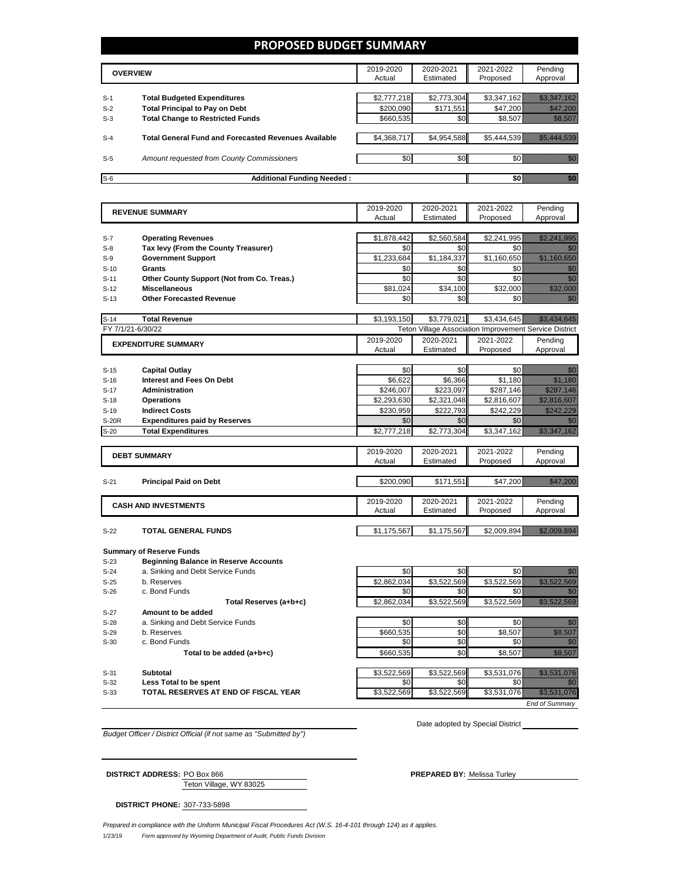# PROPOSED BUDGET SUMMARY

| | OVERVIEW | 2019-2020 Actual | 2020-2021 Estimated | 2021-2022 Proposed | Pending Approval |
|---|---|---|---|---|---|
| S-1 | **Total Budgeted Expenditures** | $2,777,218 | $2,773,304 | $3,347,162 | $3,347,162 |
| S-2 | **Total Principal to Pay on Debt** | $200,090 | $171,551 | $47,200 | $47,200 |
| S-3 | **Total Change to Restricted Funds** | $660,535 | $0 | $8,507 | $8,507 |
| S-4 | **Total General Fund and Forecasted Revenues Available** | $4,368,717 | $4,954,588 | $5,444,539 | $5,444,539 |
| S-5 | *Amount requested from County Commissioners* | $0 | $0 | $0 | $0 |
| S-6 | **Additional Funding Needed :** | | | $0 | $0 |

| | REVENUE SUMMARY | 2019-2020 Actual | 2020-2021 Estimated | 2021-2022 Proposed | Pending Approval |
|---|---|---|---|---|---|
| S-7 | **Operating Revenues** | $1,878,442 | $2,560,584 | $2,241,995 | $2,241,995 |
| S-8 | **Tax levy (From the County Treasurer)** | $0 | $0 | $0 | $0 |
| S-9 | **Government Support** | $1,233,684 | $1,184,337 | $1,160,650 | $1,160,650 |
| S-10 | **Grants** | $0 | $0 | $0 | $0 |
| S-11 | **Other County Support (Not from Co. Treas.)** | $0 | $0 | $0 | $0 |
| S-12 | **Miscellaneous** | $81,024 | $34,100 | $32,000 | $32,000 |
| S-13 | **Other Forecasted Revenue** | $0 | $0 | $0 | $0 |
| S-14 | **Total Revenue** | $3,193,150 | $3,779,021 | $3,434,645 | $3,434,645 |

FY 7/1/21-6/30/22 — Teton Village Association Improvement Service District

| | EXPENDITURE SUMMARY | 2019-2020 Actual | 2020-2021 Estimated | 2021-2022 Proposed | Pending Approval |
|---|---|---|---|---|---|
| S-15 | **Capital Outlay** | $0 | $0 | $0 | $0 |
| S-16 | **Interest and Fees On Debt** | $6,622 | $6,366 | $1,180 | $1,180 |
| S-17 | **Administration** | $246,007 | $223,097 | $287,146 | $287,146 |
| S-18 | **Operations** | $2,293,630 | $2,321,048 | $2,816,607 | $2,816,607 |
| S-19 | **Indirect Costs** | $230,959 | $222,793 | $242,229 | $242,229 |
| S-20R | **Expenditures paid by Reserves** | $0 | $0 | $0 | $0 |
| S-20 | **Total Expenditures** | $2,777,218 | $2,773,304 | $3,347,162 | $3,347,162 |

| | DEBT SUMMARY | 2019-2020 Actual | 2020-2021 Estimated | 2021-2022 Proposed | Pending Approval |
|---|---|---|---|---|---|
| S-21 | **Principal Paid on Debt** | $200,090 | $171,551 | $47,200 | $47,200 |

| | CASH AND INVESTMENTS | 2019-2020 Actual | 2020-2021 Estimated | 2021-2022 Proposed | Pending Approval |
|---|---|---|---|---|---|
| S-22 | **TOTAL GENERAL FUNDS** | $1,175,567 | $1,175,567 | $2,009,894 | $2,009,894 |

**Summary of Reserve Funds**

| | | 2019-2020 Actual | 2020-2021 Estimated | 2021-2022 Proposed | Pending Approval |
|---|---|---|---|---|---|
| S-23 | **Beginning Balance in Reserve Accounts** | | | | |
| S-24 | a. Sinking and Debt Service Funds | $0 | $0 | $0 | $0 |
| S-25 | b. Reserves | $2,862,034 | $3,522,569 | $3,522,569 | $3,522,569 |
| S-26 | c. Bond Funds | $0 | $0 | $0 | $0 |
| | **Total Reserves (a+b+c)** | $2,862,034 | $3,522,569 | $3,522,569 | $3,522,569 |
| S-27 | **Amount to be added** | | | | |
| S-28 | a. Sinking and Debt Service Funds | $0 | $0 | $0 | $0 |
| S-29 | b. Reserves | $660,535 | $0 | $8,507 | $8,507 |
| S-30 | c. Bond Funds | $0 | $0 | $0 | $0 |
| | **Total to be added (a+b+c)** | $660,535 | $0 | $8,507 | $8,507 |
| S-31 | **Subtotal** | $3,522,569 | $3,522,569 | $3,531,076 | $3,531,076 |
| S-32 | **Less Total to be spent** | $0 | $0 | $0 | $0 |
| S-33 | **TOTAL RESERVES AT END OF FISCAL YEAR** | $3,522,569 | $3,522,569 | $3,531,076 | $3,531,076 |

*End of Summary*

*Budget Officer / District Official (if not same as "Submitted by")*

Date adopted by Special District

**DISTRICT ADDRESS:** PO Box 866
Teton Village, WY 83025

**PREPARED BY:** Melissa Turley

**DISTRICT PHONE:** 307-733-5898

*Prepared in compliance with the Uniform Municipal Fiscal Procedures Act (W.S. 16-4-101 through 124) as it applies.*

1/23/19 *Form approved by Wyoming Department of Audit, Public Funds Division*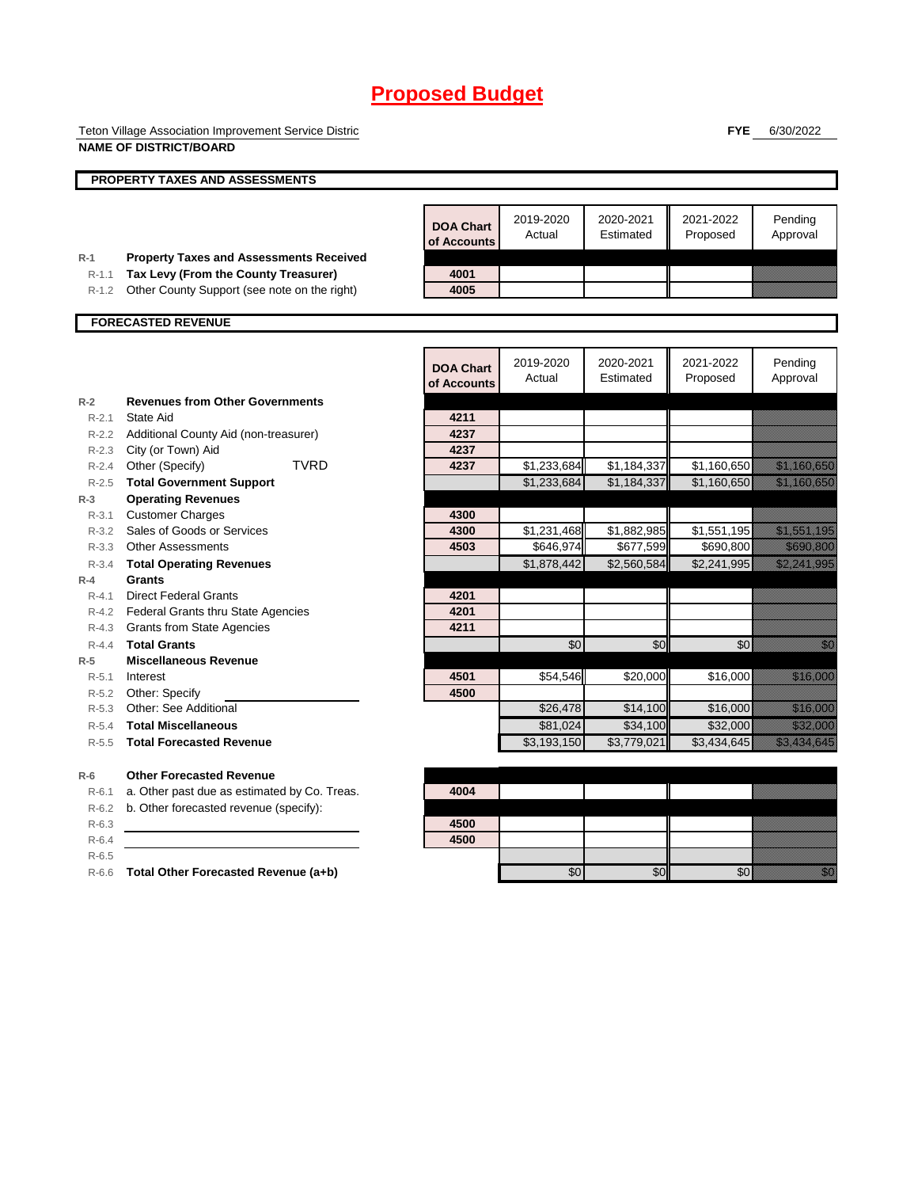# Proposed Budget

Teton Village Association Improvement Service Distric

**NAME OF DISTRICT/BOARD**

**FYE** 6/30/2022

## PROPERTY TAXES AND ASSESSMENTS

| | | DOA Chart of Accounts | 2019-2020 Actual | 2020-2021 Estimated | 2021-2022 Proposed | Pending Approval |
|---|---|---|---|---|---|---|
| R-1 | **Property Taxes and Assessments Received** | | | | | |
| R-1.1 | **Tax Levy (From the County Treasurer)** | 4001 | | | | |
| R-1.2 | Other County Support (see note on the right) | 4005 | | | | |

## FORECASTED REVENUE

| | | DOA Chart of Accounts | 2019-2020 Actual | 2020-2021 Estimated | 2021-2022 Proposed | Pending Approval |
|---|---|---|---|---|---|---|
| R-2 | **Revenues from Other Governments** | | | | | |
| R-2.1 | State Aid | 4211 | | | | |
| R-2.2 | Additional County Aid (non-treasurer) | 4237 | | | | |
| R-2.3 | City (or Town) Aid | 4237 | | | | |
| R-2.4 | Other (Specify) TVRD | 4237 | $1,233,684 | $1,184,337 | $1,160,650 | $1,160,650 |
| R-2.5 | **Total Government Support** | | $1,233,684 | $1,184,337 | $1,160,650 | $1,160,650 |
| R-3 | **Operating Revenues** | | | | | |
| R-3.1 | Customer Charges | 4300 | | | | |
| R-3.2 | Sales of Goods or Services | 4300 | $1,231,468 | $1,882,985 | $1,551,195 | $1,551,195 |
| R-3.3 | Other Assessments | 4503 | $646,974 | $677,599 | $690,800 | $690,800 |
| R-3.4 | **Total Operating Revenues** | | $1,878,442 | $2,560,584 | $2,241,995 | $2,241,995 |
| R-4 | **Grants** | | | | | |
| R-4.1 | Direct Federal Grants | 4201 | | | | |
| R-4.2 | Federal Grants thru State Agencies | 4201 | | | | |
| R-4.3 | Grants from State Agencies | 4211 | | | | |
| R-4.4 | **Total Grants** | | $0 | $0 | $0 | $0 |
| R-5 | **Miscellaneous Revenue** | | | | | |
| R-5.1 | Interest | 4501 | $54,546 | $20,000 | $16,000 | $16,000 |
| R-5.2 | Other: Specify | 4500 | | | | |
| R-5.3 | Other: See Additional | | $26,478 | $14,100 | $16,000 | $16,000 |
| R-5.4 | **Total Miscellaneous** | | $81,024 | $34,100 | $32,000 | $32,000 |
| R-5.5 | **Total Forecasted Revenue** | | $3,193,150 | $3,779,021 | $3,434,645 | $3,434,645 |
| R-6 | **Other Forecasted Revenue** | | | | | |
| R-6.1 | a. Other past due as estimated by Co. Treas. | 4004 | | | | |
| R-6.2 | b. Other forecasted revenue (specify): | | | | | |
| R-6.3 | | 4500 | | | | |
| R-6.4 | | 4500 | | | | |
| R-6.5 | | | | | | |
| R-6.6 | **Total Other Forecasted Revenue (a+b)** | | $0 | $0 | $0 | $0 |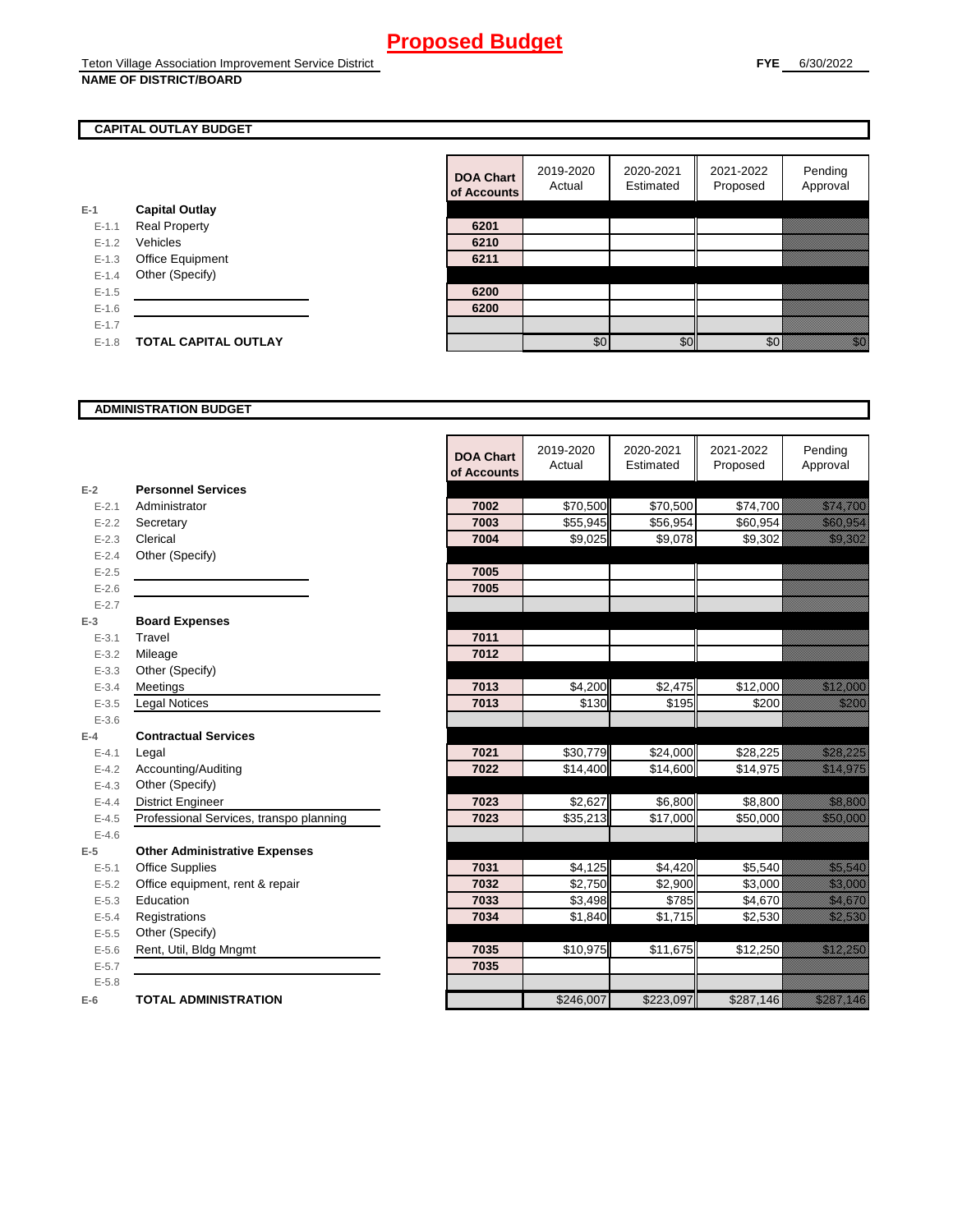# Proposed Budget

Teton Village Association Improvement Service District
**NAME OF DISTRICT/BOARD**

**FYE** 6/30/2022

## CAPITAL OUTLAY BUDGET

| | | DOA Chart of Accounts | 2019-2020 Actual | 2020-2021 Estimated | 2021-2022 Proposed | Pending Approval |
|---|---|---|---|---|---|---|
| E-1 | **Capital Outlay** | | | | | |
| E-1.1 | Real Property | 6201 | | | | |
| E-1.2 | Vehicles | 6210 | | | | |
| E-1.3 | Office Equipment | 6211 | | | | |
| E-1.4 | Other (Specify) | | | | | |
| E-1.5 | | 6200 | | | | |
| E-1.6 | | 6200 | | | | |
| E-1.7 | | | | | | |
| E-1.8 | **TOTAL CAPITAL OUTLAY** | | $0 | $0 | $0 | $0 |

## ADMINISTRATION BUDGET

| | | DOA Chart of Accounts | 2019-2020 Actual | 2020-2021 Estimated | 2021-2022 Proposed | Pending Approval |
|---|---|---|---|---|---|---|
| E-2 | **Personnel Services** | | | | | |
| E-2.1 | Administrator | 7002 | $70,500 | $70,500 | $74,700 | $74,700 |
| E-2.2 | Secretary | 7003 | $55,945 | $56,954 | $60,954 | $60,954 |
| E-2.3 | Clerical | 7004 | $9,025 | $9,078 | $9,302 | $9,302 |
| E-2.4 | Other (Specify) | | | | | |
| E-2.5 | | 7005 | | | | |
| E-2.6 | | 7005 | | | | |
| E-2.7 | | | | | | |
| E-3 | **Board Expenses** | | | | | |
| E-3.1 | Travel | 7011 | | | | |
| E-3.2 | Mileage | 7012 | | | | |
| E-3.3 | Other (Specify) | | | | | |
| E-3.4 | Meetings | 7013 | $4,200 | $2,475 | $12,000 | $12,000 |
| E-3.5 | Legal Notices | 7013 | $130 | $195 | $200 | $200 |
| E-3.6 | | | | | | |
| E-4 | **Contractual Services** | | | | | |
| E-4.1 | Legal | 7021 | $30,779 | $24,000 | $28,225 | $28,225 |
| E-4.2 | Accounting/Auditing | 7022 | $14,400 | $14,600 | $14,975 | $14,975 |
| E-4.3 | Other (Specify) | | | | | |
| E-4.4 | District Engineer | 7023 | $2,627 | $6,800 | $8,800 | $8,800 |
| E-4.5 | Professional Services, transpo planning | 7023 | $35,213 | $17,000 | $50,000 | $50,000 |
| E-4.6 | | | | | | |
| E-5 | **Other Administrative Expenses** | | | | | |
| E-5.1 | Office Supplies | 7031 | $4,125 | $4,420 | $5,540 | $5,540 |
| E-5.2 | Office equipment, rent & repair | 7032 | $2,750 | $2,900 | $3,000 | $3,000 |
| E-5.3 | Education | 7033 | $3,498 | $785 | $4,670 | $4,670 |
| E-5.4 | Registrations | 7034 | $1,840 | $1,715 | $2,530 | $2,530 |
| E-5.5 | Other (Specify) | | | | | |
| E-5.6 | Rent, Util, Bldg Mngmt | 7035 | $10,975 | $11,675 | $12,250 | $12,250 |
| E-5.7 | | 7035 | | | | |
| E-5.8 | | | | | | |
| E-6 | **TOTAL ADMINISTRATION** | | $246,007 | $223,097 | $287,146 | $287,146 |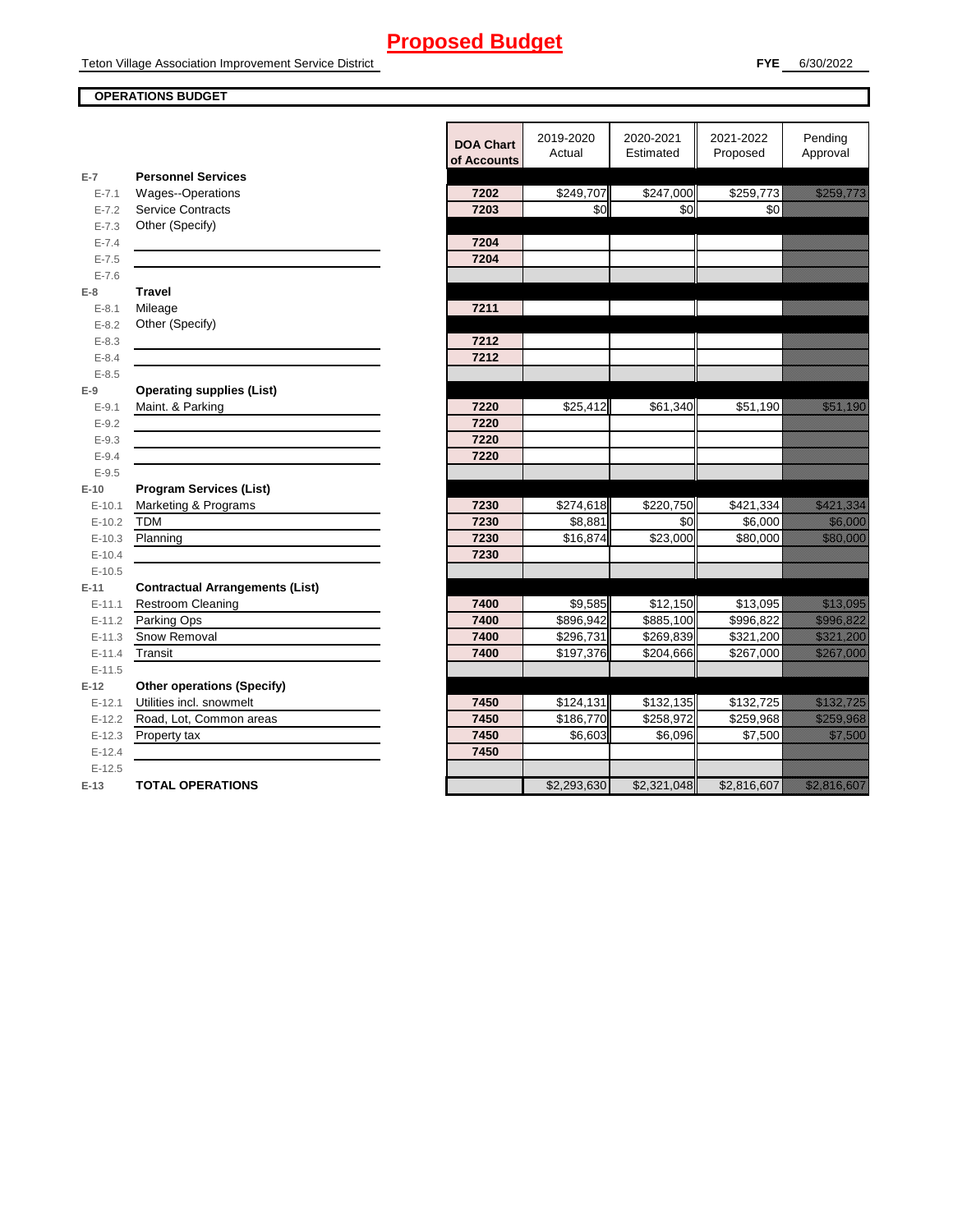# Proposed Budget

Teton Village Association Improvement Service District

**FYE** 6/30/2022

**OPERATIONS BUDGET**

| | | DOA Chart of Accounts | 2019-2020 Actual | 2020-2021 Estimated | 2021-2022 Proposed | Pending Approval |
|---|---|---|---|---|---|---|
| **E-7** | **Personnel Services** | | | | | |
| E-7.1 | Wages--Operations | 7202 | $249,707 | $247,000 | $259,773 | $259,773 |
| E-7.2 | Service Contracts | 7203 | $0 | $0 | $0 | |
| E-7.3 | Other (Specify) | | | | | |
| E-7.4 | | 7204 | | | | |
| E-7.5 | | 7204 | | | | |
| E-7.6 | | | | | | |
| **E-8** | **Travel** | | | | | |
| E-8.1 | Mileage | 7211 | | | | |
| E-8.2 | Other (Specify) | | | | | |
| E-8.3 | | 7212 | | | | |
| E-8.4 | | 7212 | | | | |
| E-8.5 | | | | | | |
| **E-9** | **Operating supplies (List)** | | | | | |
| E-9.1 | Maint. & Parking | 7220 | $25,412 | $61,340 | $51,190 | $51,190 |
| E-9.2 | | 7220 | | | | |
| E-9.3 | | 7220 | | | | |
| E-9.4 | | 7220 | | | | |
| E-9.5 | | | | | | |
| **E-10** | **Program Services (List)** | | | | | |
| E-10.1 | Marketing & Programs | 7230 | $274,618 | $220,750 | $421,334 | $421,334 |
| E-10.2 | TDM | 7230 | $8,881 | $0 | $6,000 | $6,000 |
| E-10.3 | Planning | 7230 | $16,874 | $23,000 | $80,000 | $80,000 |
| E-10.4 | | 7230 | | | | |
| E-10.5 | | | | | | |
| **E-11** | **Contractual Arrangements (List)** | | | | | |
| E-11.1 | Restroom Cleaning | 7400 | $9,585 | $12,150 | $13,095 | $13,095 |
| E-11.2 | Parking Ops | 7400 | $896,942 | $885,100 | $996,822 | $996,822 |
| E-11.3 | Snow Removal | 7400 | $296,731 | $269,839 | $321,200 | $321,200 |
| E-11.4 | Transit | 7400 | $197,376 | $204,666 | $267,000 | $267,000 |
| E-11.5 | | | | | | |
| **E-12** | **Other operations (Specify)** | | | | | |
| E-12.1 | Utilities incl. snowmelt | 7450 | $124,131 | $132,135 | $132,725 | $132,725 |
| E-12.2 | Road, Lot, Common areas | 7450 | $186,770 | $258,972 | $259,968 | $259,968 |
| E-12.3 | Property tax | 7450 | $6,603 | $6,096 | $7,500 | $7,500 |
| E-12.4 | | 7450 | | | | |
| E-12.5 | | | | | | |
| **E-13** | **TOTAL OPERATIONS** | | $2,293,630 | $2,321,048 | $2,816,607 | $2,816,607 |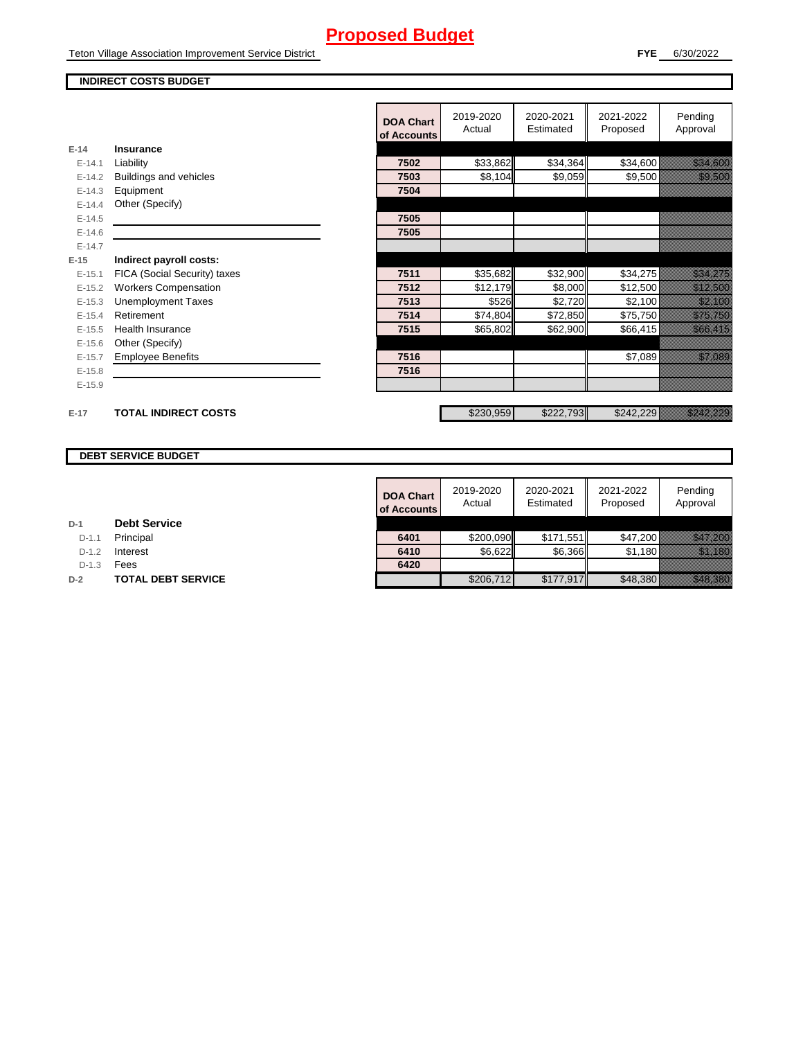# Proposed Budget

Teton Village Association Improvement Service District

**FYE** 6/30/2022

**INDIRECT COSTS BUDGET**

| | | DOA Chart of Accounts | 2019-2020 Actual | 2020-2021 Estimated | 2021-2022 Proposed | Pending Approval |
|---|---|---|---|---|---|---|
| E-14 | **Insurance** | | | | | |
| E-14.1 | Liability | 7502 | $33,862 | $34,364 | $34,600 | $34,600 |
| E-14.2 | Buildings and vehicles | 7503 | $8,104 | $9,059 | $9,500 | $9,500 |
| E-14.3 | Equipment | 7504 | | | | |
| E-14.4 | Other (Specify) | | | | | |
| E-14.5 | | 7505 | | | | |
| E-14.6 | | 7505 | | | | |
| E-14.7 | | | | | | |
| E-15 | **Indirect payroll costs:** | | | | | |
| E-15.1 | FICA (Social Security) taxes | 7511 | $35,682 | $32,900 | $34,275 | $34,275 |
| E-15.2 | Workers Compensation | 7512 | $12,179 | $8,000 | $12,500 | $12,500 |
| E-15.3 | Unemployment Taxes | 7513 | $526 | $2,720 | $2,100 | $2,100 |
| E-15.4 | Retirement | 7514 | $74,804 | $72,850 | $75,750 | $75,750 |
| E-15.5 | Health Insurance | 7515 | $65,802 | $62,900 | $66,415 | $66,415 |
| E-15.6 | Other (Specify) | | | | | |
| E-15.7 | Employee Benefits | 7516 | | | $7,089 | $7,089 |
| E-15.8 | | 7516 | | | | |
| E-15.9 | | | | | | |
| E-17 | **TOTAL INDIRECT COSTS** | | $230,959 | $222,793 | $242,229 | $242,229 |

**DEBT SERVICE BUDGET**

| | | DOA Chart of Accounts | 2019-2020 Actual | 2020-2021 Estimated | 2021-2022 Proposed | Pending Approval |
|---|---|---|---|---|---|---|
| D-1 | **Debt Service** | | | | | |
| D-1.1 | Principal | 6401 | $200,090 | $171,551 | $47,200 | $47,200 |
| D-1.2 | Interest | 6410 | $6,622 | $6,366 | $1,180 | $1,180 |
| D-1.3 | Fees | 6420 | | | | |
| D-2 | **TOTAL DEBT SERVICE** | | $206,712 | $177,917 | $48,380 | $48,380 |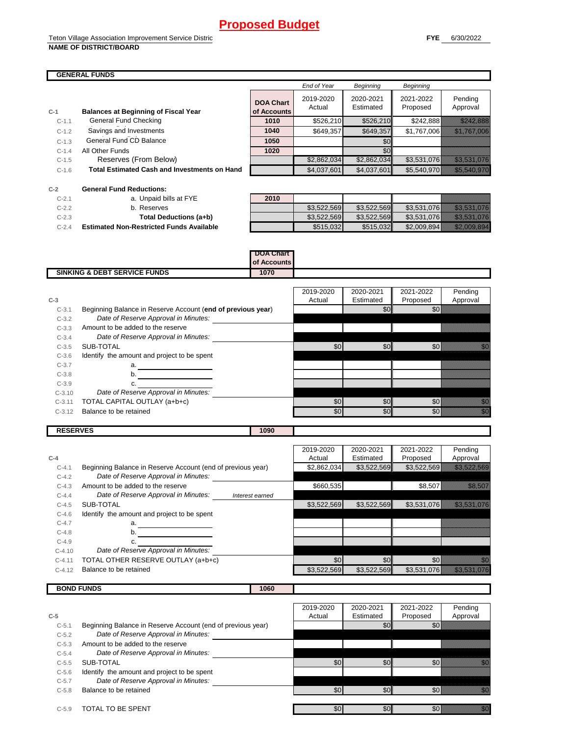# Proposed Budget

Teton Village Association Improvement Service Distric

**NAME OF DISTRICT/BOARD**

**FYE** 6/30/2022

## GENERAL FUNDS

| | | DOA Chart of Accounts | End of Year 2019-2020 Actual | Beginning 2020-2021 Estimated | Beginning 2021-2022 Proposed | Pending Approval |
|---|---|---|---|---|---|---|
| **C-1** | **Balances at Beginning of Fiscal Year** | | | | | |
| C-1.1 | General Fund Checking | 1010 | $526,210 | $526,210 | $242,888 | $242,888 |
| C-1.2 | Savings and Investments | 1040 | $649,357 | $649,357 | $1,767,006 | $1,767,006 |
| C-1.3 | General Fund CD Balance | 1050 | | $0 | | |
| C-1.4 | All Other Funds | 1020 | | $0 | | |
| C-1.5 | Reserves (From Below) | | $2,862,034 | $2,862,034 | $3,531,076 | $3,531,076 |
| C-1.6 | **Total Estimated Cash and Investments on Hand** | | $4,037,601 | $4,037,601 | $5,540,970 | $5,540,970 |
| **C-2** | **General Fund Reductions:** | | | | | |
| C-2.1 | a. Unpaid bills at FYE | 2010 | | | | |
| C-2.2 | b. Reserves | | $3,522,569 | $3,522,569 | $3,531,076 | $3,531,076 |
| C-2.3 | **Total Deductions (a+b)** | | $3,522,569 | $3,522,569 | $3,531,076 | $3,531,076 |
| C-2.4 | **Estimated Non-Restricted Funds Available** | | $515,032 | $515,032 | $2,009,894 | $2,009,894 |

## SINKING & DEBT SERVICE FUNDS — DOA Chart of Accounts 1070

| **C-3** | | 2019-2020 Actual | 2020-2021 Estimated | 2021-2022 Proposed | Pending Approval |
|---|---|---|---|---|---|
| C-3.1 | Beginning Balance in Reserve Account (**end of previous year**) | | $0 | $0 | |
| C-3.2 | *Date of Reserve Approval in Minutes:* | | | | |
| C-3.3 | Amount to be added to the reserve | | | | |
| C-3.4 | *Date of Reserve Approval in Minutes:* | | | | |
| C-3.5 | SUB-TOTAL | $0 | $0 | $0 | $0 |
| C-3.6 | Identify the amount and project to be spent | | | | |
| C-3.7 | a. | | | | |
| C-3.8 | b. | | | | |
| C-3.9 | c. | | | | |
| C-3.10 | *Date of Reserve Approval in Minutes:* | | | | |
| C-3.11 | TOTAL CAPITAL OUTLAY (a+b+c) | $0 | $0 | $0 | $0 |
| C-3.12 | Balance to be retained | $0 | $0 | $0 | $0 |

## RESERVES — 1090

| **C-4** | | 2019-2020 Actual | 2020-2021 Estimated | 2021-2022 Proposed | Pending Approval |
|---|---|---|---|---|---|
| C-4.1 | Beginning Balance in Reserve Account (end of previous year) | $2,862,034 | $3,522,569 | $3,522,569 | $3,522,569 |
| C-4.2 | *Date of Reserve Approval in Minutes:* | | | | |
| C-4.3 | Amount to be added to the reserve | $660,535 | | $8,507 | $8,507 |
| C-4.4 | *Date of Reserve Approval in Minutes:* *Interest earned* | | | | |
| C-4.5 | SUB-TOTAL | $3,522,569 | $3,522,569 | $3,531,076 | $3,531,076 |
| C-4.6 | Identify the amount and project to be spent | | | | |
| C-4.7 | a. | | | | |
| C-4.8 | b. | | | | |
| C-4.9 | c. | | | | |
| C-4.10 | *Date of Reserve Approval in Minutes:* | | | | |
| C-4.11 | TOTAL OTHER RESERVE OUTLAY (a+b+c) | $0 | $0 | $0 | $0 |
| C-4.12 | Balance to be retained | $3,522,569 | $3,522,569 | $3,531,076 | $3,531,076 |

## BOND FUNDS — 1060

| **C-5** | | 2019-2020 Actual | 2020-2021 Estimated | 2021-2022 Proposed | Pending Approval |
|---|---|---|---|---|---|
| C-5.1 | Beginning Balance in Reserve Account (end of previous year) | | $0 | $0 | |
| C-5.2 | *Date of Reserve Approval in Minutes:* | | | | |
| C-5.3 | Amount to be added to the reserve | | | | |
| C-5.4 | *Date of Reserve Approval in Minutes:* | | | | |
| C-5.5 | SUB-TOTAL | $0 | $0 | $0 | $0 |
| C-5.6 | Identify the amount and project to be spent | | | | |
| C-5.7 | *Date of Reserve Approval in Minutes:* | | | | |
| C-5.8 | Balance to be retained | $0 | $0 | $0 | $0 |
| C-5.9 | TOTAL TO BE SPENT | $0 | $0 | $0 | $0 |